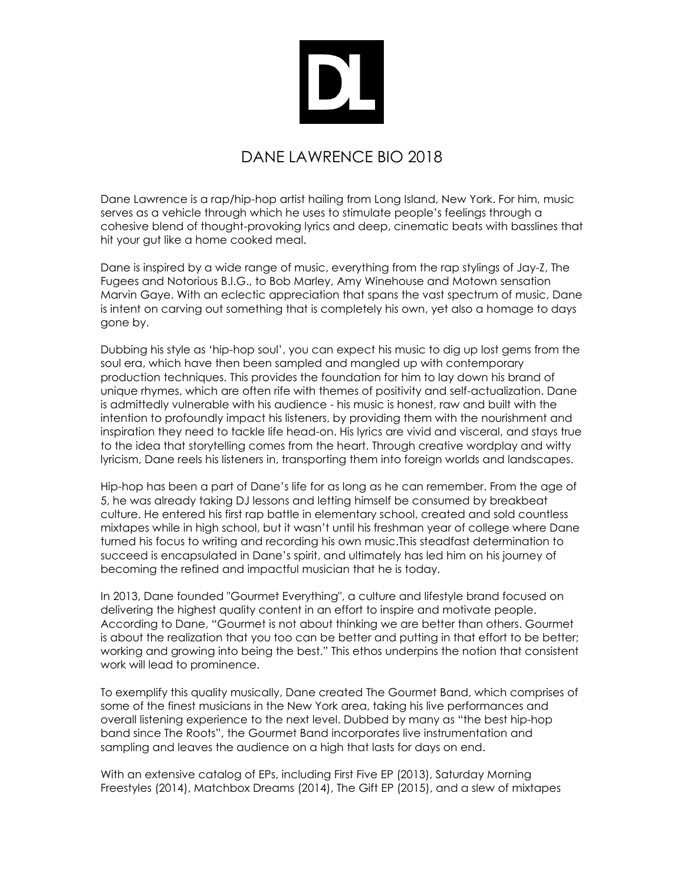# DANE LAWRENCE BIO 2018

Dane Lawrence is a rap/hip-hop artist hailing from Long Island, New York. For him, music serves as a vehicle through which he uses to stimulate people's feelings through a cohesive blend of thought-provoking lyrics and deep, cinematic beats with basslines that hit your gut like a home cooked meal.

Dane is inspired by a wide range of music, everything from the rap stylings of Jay-Z, The Fugees and Notorious B.I.G., to Bob Marley, Amy Winehouse and Motown sensation Marvin Gaye. With an eclectic appreciation that spans the vast spectrum of music, Dane is intent on carving out something that is completely his own, yet also a homage to days gone by.

Dubbing his style as 'hip-hop soul', you can expect his music to dig up lost gems from the soul era, which have then been sampled and mangled up with contemporary production techniques. This provides the foundation for him to lay down his brand of unique rhymes, which are often rife with themes of positivity and self-actualization. Dane is admittedly vulnerable with his audience - his music is honest, raw and built with the intention to profoundly impact his listeners, by providing them with the nourishment and inspiration they need to tackle life head-on. His lyrics are vivid and visceral, and stays true to the idea that storytelling comes from the heart. Through creative wordplay and witty lyricism, Dane reels his listeners in, transporting them into foreign worlds and landscapes.

Hip-hop has been a part of Dane's life for as long as he can remember. From the age of 5, he was already taking DJ lessons and letting himself be consumed by breakbeat culture. He entered his first rap battle in elementary school, created and sold countless mixtapes while in high school, but it wasn't until his freshman year of college where Dane turned his focus to writing and recording his own music.This steadfast determination to succeed is encapsulated in Dane's spirit, and ultimately has led him on his journey of becoming the refined and impactful musician that he is today.

In 2013, Dane founded "Gourmet Everything", a culture and lifestyle brand focused on delivering the highest quality content in an effort to inspire and motivate people. According to Dane, "Gourmet is not about thinking we are better than others. Gourmet is about the realization that you too can be better and putting in that effort to be better; working and growing into being the best." This ethos underpins the notion that consistent work will lead to prominence.

To exemplify this quality musically, Dane created The Gourmet Band, which comprises of some of the finest musicians in the New York area, taking his live performances and overall listening experience to the next level. Dubbed by many as "the best hip-hop band since The Roots", the Gourmet Band incorporates live instrumentation and sampling and leaves the audience on a high that lasts for days on end.

With an extensive catalog of EPs, including First Five EP (2013), Saturday Morning Freestyles (2014), Matchbox Dreams (2014), The Gift EP (2015), and a slew of mixtapes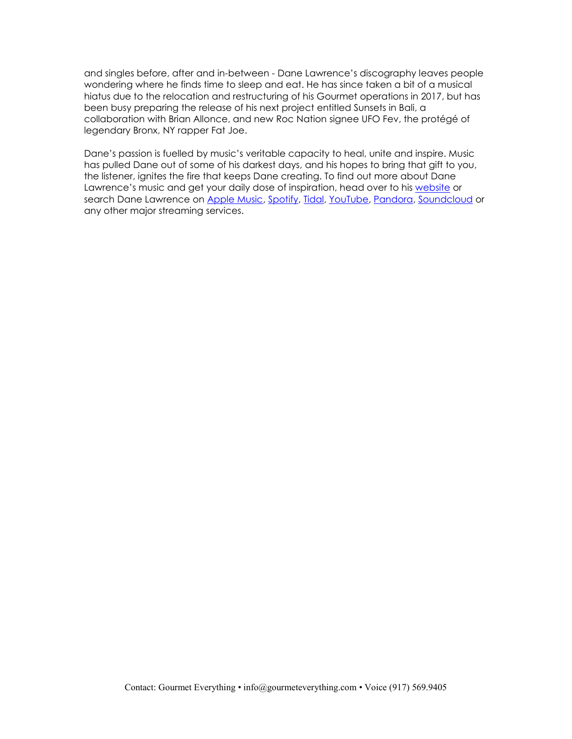and singles before, after and in-between - Dane Lawrence's discography leaves people wondering where he finds time to sleep and eat. He has since taken a bit of a musical hiatus due to the relocation and restructuring of his Gourmet operations in 2017, but has been busy preparing the release of his next project entitled Sunsets in Bali, a collaboration with Brian Allonce, and new Roc Nation signee UFO Fev, the protégé of legendary Bronx, NY rapper Fat Joe.

Dane's passion is fuelled by music's veritable capacity to heal, unite and inspire. Music has pulled Dane out of some of his darkest days, and his hopes to bring that gift to you, the listener, ignites the fire that keeps Dane creating. To find out more about Dane Lawrence's music and get your daily dose of inspiration, head over to his website or search Dane Lawrence on Apple Music, Spotify, Tidal, YouTube, Pandora, Soundcloud or any other major streaming services.

Contact: Gourmet Everything • info@gourmeteverything.com • Voice (917) 569.9405